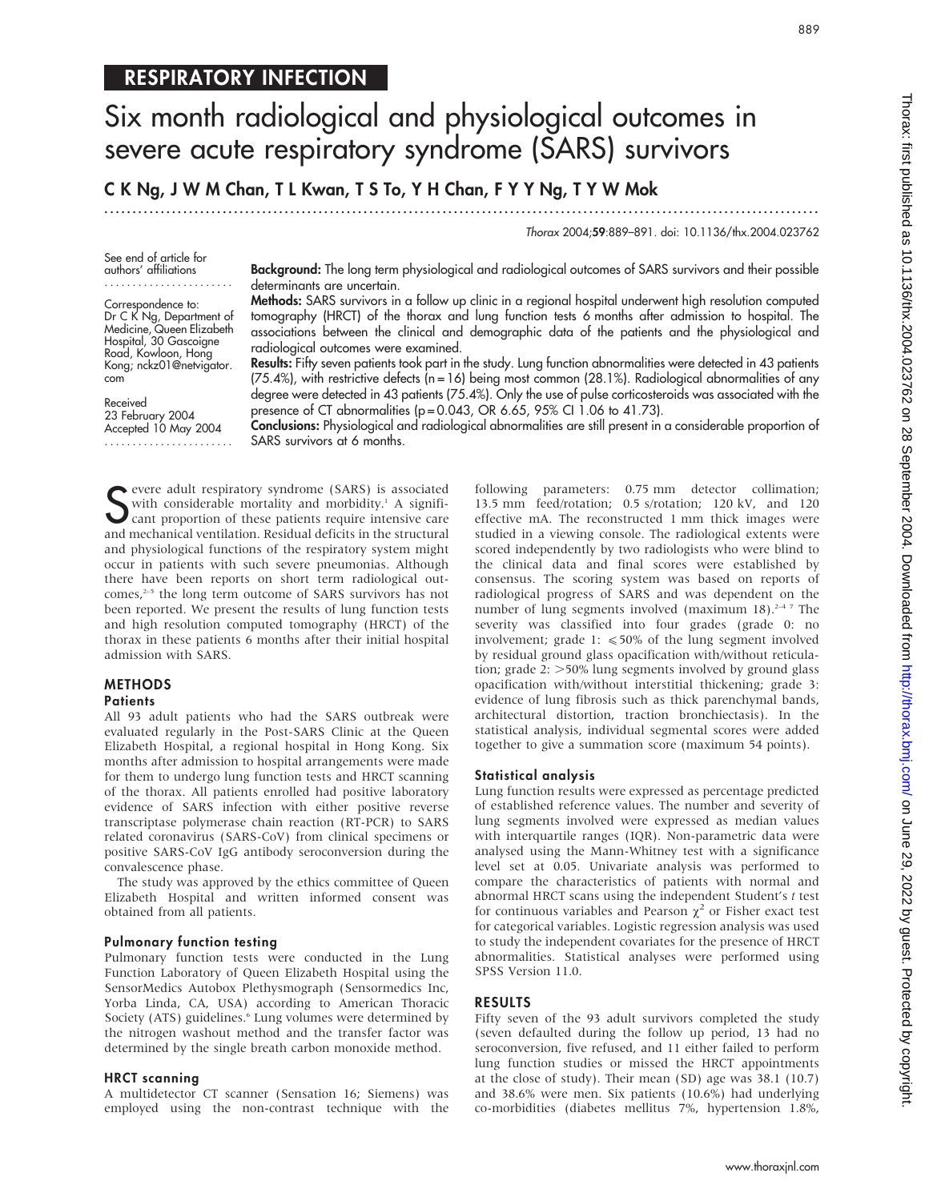# RESPIRATORY INFECTION

# Six month radiological and physiological outcomes in severe acute respiratory syndrome (SARS) survivors

**C K Ng, J W M Chan, T L Kwan, T S To, Y H Chan, F Y Y Ng, T Y W Mok**

*Thorax* 2004;**59**:889–891. doi: 10.1136/thx.2004.023762

See end of article for authors' affiliations

Correspondence to: Dr C K Ng, Department of Medicine, Queen Elizabeth Hospital, 30 Gascoigne Road, Kowloon, Hong Kong; nckz01@netvigator.com

Received 23 February 2004
Accepted 10 May 2004

**Background:** The long term physiological and radiological outcomes of SARS survivors and their possible determinants are uncertain.

**Methods:** SARS survivors in a follow up clinic in a regional hospital underwent high resolution computed tomography (HRCT) of the thorax and lung function tests 6 months after admission to hospital. The associations between the clinical and demographic data of the patients and the physiological and radiological outcomes were examined.

**Results:** Fifty seven patients took part in the study. Lung function abnormalities were detected in 43 patients (75.4%), with restrictive defects (n = 16) being most common (28.1%). Radiological abnormalities of any degree were detected in 43 patients (75.4%). Only the use of pulse corticosteroids was associated with the presence of CT abnormalities (p = 0.043, OR 6.65, 95% CI 1.06 to 41.73).

**Conclusions:** Physiological and radiological abnormalities are still present in a considerable proportion of SARS survivors at 6 months.

Severe adult respiratory syndrome (SARS) is associated with considerable mortality and morbidity.[1] A significant proportion of these patients require intensive care and mechanical ventilation. Residual deficits in the structural and physiological functions of the respiratory system might occur in patients with such severe pneumonias. Although there have been reports on short term radiological outcomes,[2–5] the long term outcome of SARS survivors has not been reported. We present the results of lung function tests and high resolution computed tomography (HRCT) of the thorax in these patients 6 months after their initial hospital admission with SARS.

## METHODS

### Patients

All 93 adult patients who had the SARS outbreak were evaluated regularly in the Post-SARS Clinic at the Queen Elizabeth Hospital, a regional hospital in Hong Kong. Six months after admission to hospital arrangements were made for them to undergo lung function tests and HRCT scanning of the thorax. All patients enrolled had positive laboratory evidence of SARS infection with either positive reverse transcriptase polymerase chain reaction (RT-PCR) to SARS related coronavirus (SARS-CoV) from clinical specimens or positive SARS-CoV IgG antibody seroconversion during the convalescence phase.

The study was approved by the ethics committee of Queen Elizabeth Hospital and written informed consent was obtained from all patients.

### Pulmonary function testing

Pulmonary function tests were conducted in the Lung Function Laboratory of Queen Elizabeth Hospital using the SensorMedics Autobox Plethysmograph (Sensormedics Inc, Yorba Linda, CA, USA) according to American Thoracic Society (ATS) guidelines.[6] Lung volumes were determined by the nitrogen washout method and the transfer factor was determined by the single breath carbon monoxide method.

### HRCT scanning

A multidetector CT scanner (Sensation 16; Siemens) was employed using the non-contrast technique with the following parameters: 0.75 mm detector collimation; 13.5 mm feed/rotation; 0.5 s/rotation; 120 kV, and 120 effective mA. The reconstructed 1 mm thick images were studied in a viewing console. The radiological extents were scored independently by two radiologists who were blind to the clinical data and final scores were established by consensus. The scoring system was based on reports of radiological progress of SARS and was dependent on the number of lung segments involved (maximum 18).[2–4 7] The severity was classified into four grades (grade 0: no involvement; grade 1: $\leqslant$50% of the lung segment involved by residual ground glass opacification with/without reticulation; grade 2: >50% lung segments involved by ground glass opacification with/without interstitial thickening; grade 3: evidence of lung fibrosis such as thick parenchymal bands, architectural distortion, traction bronchiectasis). In the statistical analysis, individual segmental scores were added together to give a summation score (maximum 54 points).

### Statistical analysis

Lung function results were expressed as percentage predicted of established reference values. The number and severity of lung segments involved were expressed as median values with interquartile ranges (IQR). Non-parametric data were analysed using the Mann-Whitney test with a significance level set at 0.05. Univariate analysis was performed to compare the characteristics of patients with normal and abnormal HRCT scans using the independent Student's *t* test for continuous variables and Pearson $\chi^2$ or Fisher exact test for categorical variables. Logistic regression analysis was used to study the independent covariates for the presence of HRCT abnormalities. Statistical analyses were performed using SPSS Version 11.0.

## RESULTS

Fifty seven of the 93 adult survivors completed the study (seven defaulted during the follow up period, 13 had no seroconversion, five refused, and 11 either failed to perform lung function studies or missed the HRCT appointments at the close of study). Their mean (SD) age was 38.1 (10.7) and 38.6% were men. Six patients (10.6%) had underlying co-morbidities (diabetes mellitus 7%, hypertension 1.8%,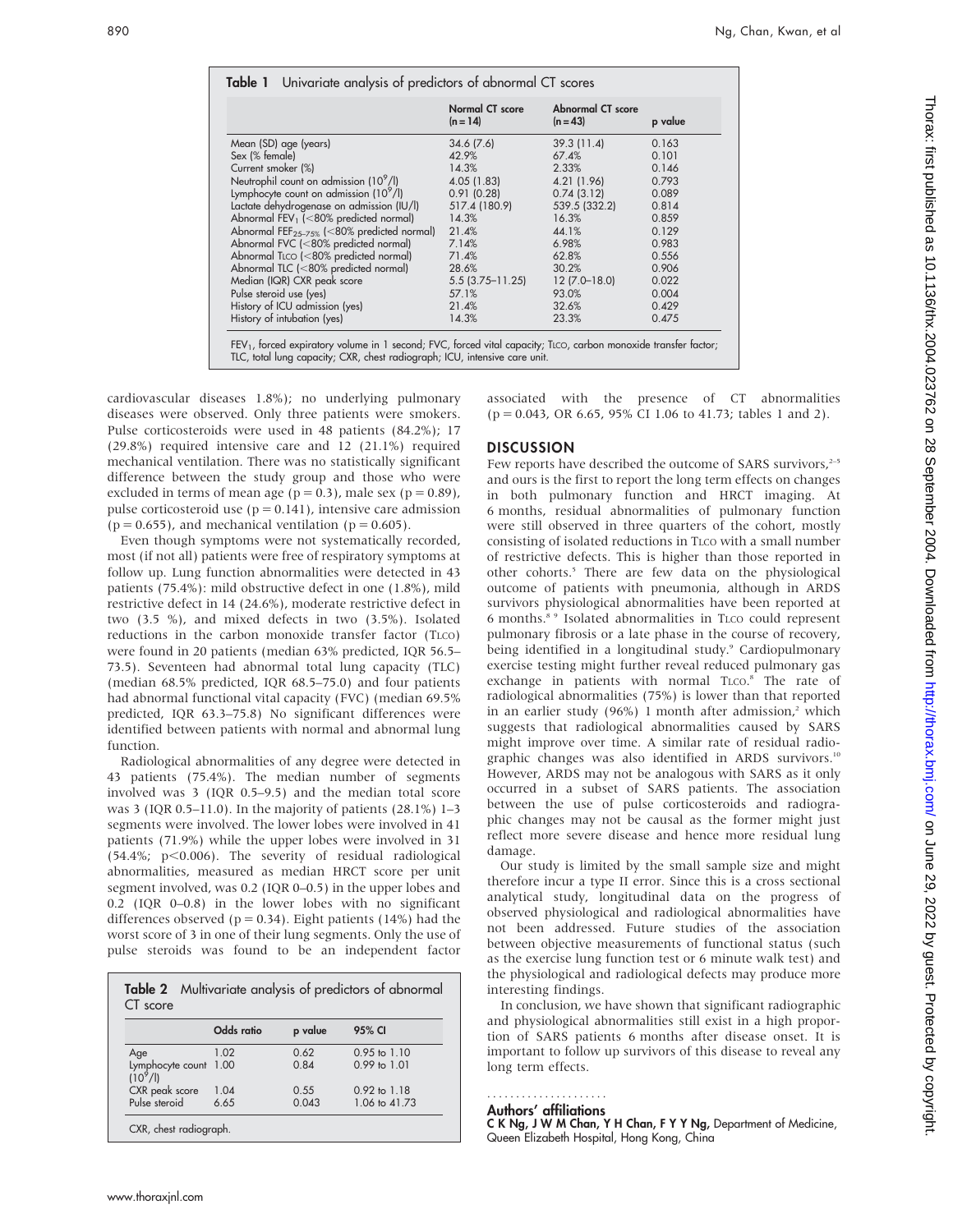**Table 1** Univariate analysis of predictors of abnormal CT scores

| | Normal CT score (n = 14) | Abnormal CT score (n = 43) | p value |
|---|---|---|---|
| Mean (SD) age (years) | 34.6 (7.6) | 39.3 (11.4) | 0.163 |
| Sex (% female) | 42.9% | 67.4% | 0.101 |
| Current smoker (%) | 14.3% | 2.33% | 0.146 |
| Neutrophil count on admission ($10^9$/l) | 4.05 (1.83) | 4.21 (1.96) | 0.793 |
| Lymphocyte count on admission ($10^9$/l) | 0.91 (0.28) | 0.74 (3.12) | 0.089 |
| Lactate dehydrogenase on admission (IU/l) | 517.4 (180.9) | 539.5 (332.2) | 0.814 |
| Abnormal $FEV_1$ (<80% predicted normal) | 14.3% | 16.3% | 0.859 |
| Abnormal $FEF_{25-75\%}$ (<80% predicted normal) | 21.4% | 44.1% | 0.129 |
| Abnormal FVC (<80% predicted normal) | 7.14% | 6.98% | 0.983 |
| Abnormal TLCO (<80% predicted normal) | 71.4% | 62.8% | 0.556 |
| Abnormal TLC (<80% predicted normal) | 28.6% | 30.2% | 0.906 |
| Median (IQR) CXR peak score | 5.5 (3.75–11.25) | 12 (7.0–18.0) | 0.022 |
| Pulse steroid use (yes) | 57.1% | 93.0% | 0.004 |
| History of ICU admission (yes) | 21.4% | 32.6% | 0.429 |
| History of intubation (yes) | 14.3% | 23.3% | 0.475 |

$FEV_1$, forced expiratory volume in 1 second; FVC, forced vital capacity; TLCO, carbon monoxide transfer factor; TLC, total lung capacity; CXR, chest radiograph; ICU, intensive care unit.

cardiovascular diseases 1.8%); no underlying pulmonary diseases were observed. Only three patients were smokers. Pulse corticosteroids were used in 48 patients (84.2%); 17 (29.8%) required intensive care and 12 (21.1%) required mechanical ventilation. There was no statistically significant difference between the study group and those who were excluded in terms of mean age (p = 0.3), male sex (p = 0.89), pulse corticosteroid use (p = 0.141), intensive care admission (p = 0.655), and mechanical ventilation (p = 0.605).

Even though symptoms were not systematically recorded, most (if not all) patients were free of respiratory symptoms at follow up. Lung function abnormalities were detected in 43 patients (75.4%): mild obstructive defect in one (1.8%), mild restrictive defect in 14 (24.6%), moderate restrictive defect in two (3.5 %), and mixed defects in two (3.5%). Isolated reductions in the carbon monoxide transfer factor (TLCO) were found in 20 patients (median 63% predicted, IQR 56.5–73.5). Seventeen had abnormal total lung capacity (TLC) (median 68.5% predicted, IQR 68.5–75.0) and four patients had abnormal functional vital capacity (FVC) (median 69.5% predicted, IQR 63.3–75.8) No significant differences were identified between patients with normal and abnormal lung function.

Radiological abnormalities of any degree were detected in 43 patients (75.4%). The median number of segments involved was 3 (IQR 0.5–9.5) and the median total score was 3 (IQR 0.5–11.0). In the majority of patients (28.1%) 1–3 segments were involved. The lower lobes were involved in 41 patients (71.9%) while the upper lobes were involved in 31 (54.4%; p<0.006). The severity of residual radiological abnormalities, measured as median HRCT score per unit segment involved, was 0.2 (IQR 0–0.5) in the upper lobes and 0.2 (IQR 0–0.8) in the lower lobes with no significant differences observed (p = 0.34). Eight patients (14%) had the worst score of 3 in one of their lung segments. Only the use of pulse steroids was found to be an independent factor associated with the presence of CT abnormalities (p = 0.043, OR 6.65, 95% CI 1.06 to 41.73; tables 1 and 2).

**Table 2** Multivariate analysis of predictors of abnormal CT score

| | Odds ratio | p value | 95% CI |
|---|---|---|---|
| Age | 1.02 | 0.62 | 0.95 to 1.10 |
| Lymphocyte count ($10^9$/l) | 1.00 | 0.84 | 0.99 to 1.01 |
| CXR peak score | 1.04 | 0.55 | 0.92 to 1.18 |
| Pulse steroid | 6.65 | 0.043 | 1.06 to 41.73 |

CXR, chest radiograph.

## DISCUSSION

Few reports have described the outcome of SARS survivors,[2–5] and ours is the first to report the long term effects on changes in both pulmonary function and HRCT imaging. At 6 months, residual abnormalities of pulmonary function were still observed in three quarters of the cohort, mostly consisting of isolated reductions in TLCO with a small number of restrictive defects. This is higher than those reported in other cohorts.[5] There are few data on the physiological outcome of patients with pneumonia, although in ARDS survivors physiological abnormalities have been reported at 6 months.[8 9] Isolated abnormalities in TLCO could represent pulmonary fibrosis or a late phase in the course of recovery, being identified in a longitudinal study.[9] Cardiopulmonary exercise testing might further reveal reduced pulmonary gas exchange in patients with normal TLCO.[8] The rate of radiological abnormalities (75%) is lower than that reported in an earlier study (96%) 1 month after admission,[2] which suggests that radiological abnormalities caused by SARS might improve over time. A similar rate of residual radiographic changes was also identified in ARDS survivors.[10] However, ARDS may not be analogous with SARS as it only occurred in a subset of SARS patients. The association between the use of pulse corticosteroids and radiographic changes may not be causal as the former might just reflect more severe disease and hence more residual lung damage.

Our study is limited by the small sample size and might therefore incur a type II error. Since this is a cross sectional analytical study, longitudinal data on the progress of observed physiological and radiological abnormalities have not been addressed. Future studies of the association between objective measurements of functional status (such as the exercise lung function test or 6 minute walk test) and the physiological and radiological defects may produce more interesting findings.

In conclusion, we have shown that significant radiographic and physiological abnormalities still exist in a high proportion of SARS patients 6 months after disease onset. It is important to follow up survivors of this disease to reveal any long term effects.

### Authors' affiliations

**C K Ng, J W M Chan, Y H Chan, F Y Y Ng,** Department of Medicine, Queen Elizabeth Hospital, Hong Kong, China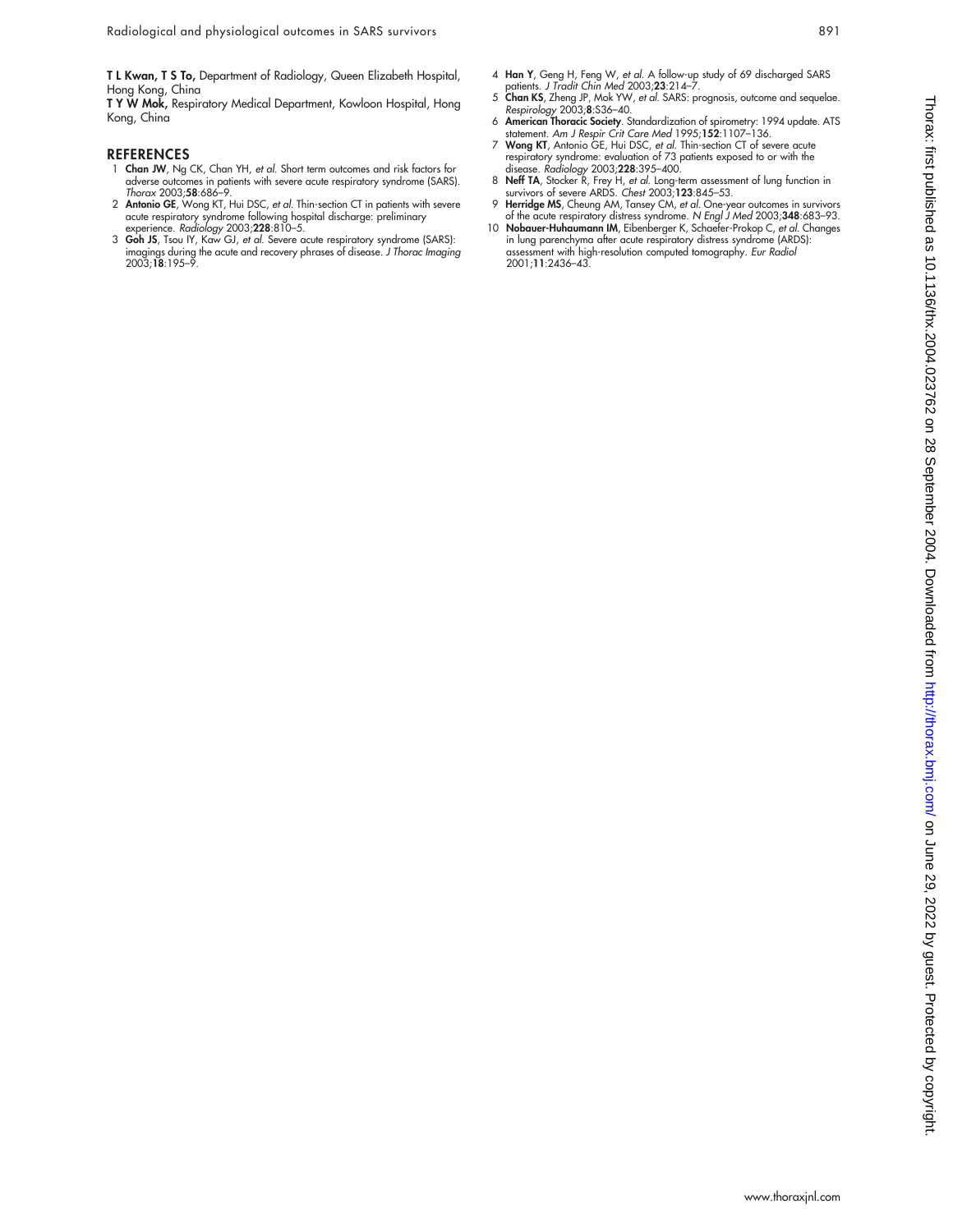**T L Kwan, T S To,** Department of Radiology, Queen Elizabeth Hospital, Hong Kong, China

**T Y W Mok,** Respiratory Medical Department, Kowloon Hospital, Hong Kong, China

## REFERENCES

1. **Chan JW**, Ng CK, Chan YH, *et al*. Short term outcomes and risk factors for adverse outcomes in patients with severe acute respiratory syndrome (SARS). *Thorax* 2003;**58**:686–9.
2. **Antonio GE**, Wong KT, Hui DSC, *et al*. Thin-section CT in patients with severe acute respiratory syndrome following hospital discharge: preliminary experience. *Radiology* 2003;**228**:810–5.
3. **Goh JS**, Tsou IY, Kaw GJ, *et al*. Severe acute respiratory syndrome (SARS): imagings during the acute and recovery phrases of disease. *J Thorac Imaging* 2003;**18**:195–9.
4. **Han Y**, Geng H, Feng W, *et al*. A follow-up study of 69 discharged SARS patients. *J Tradit Chin Med* 2003;**23**:214–7.
5. **Chan KS**, Zheng JP, Mok YW, *et al*. SARS: prognosis, outcome and sequelae. *Respirology* 2003;**8**:S36–40.
6. **American Thoracic Society**. Standardization of spirometry: 1994 update. ATS statement. *Am J Respir Crit Care Med* 1995;**152**:1107–136.
7. **Wong KT**, Antonio GE, Hui DSC, *et al*. Thin-section CT of severe acute respiratory syndrome: evaluation of 73 patients exposed to or with the disease. *Radiology* 2003;**228**:395–400.
8. **Neff TA**, Stocker R, Frey H, *et al*. Long-term assessment of lung function in survivors of severe ARDS. *Chest* 2003;**123**:845–53.
9. **Herridge MS**, Cheung AM, Tansey CM, *et al*. One-year outcomes in survivors of the acute respiratory distress syndrome. *N Engl J Med* 2003;**348**:683–93.
10. **Nobauer-Huhaumann IM**, Eibenberger K, Schaefer-Prokop C, *et al*. Changes in lung parenchyma after acute respiratory distress syndrome (ARDS): assessment with high-resolution computed tomography. *Eur Radiol* 2001;**11**:2436–43.